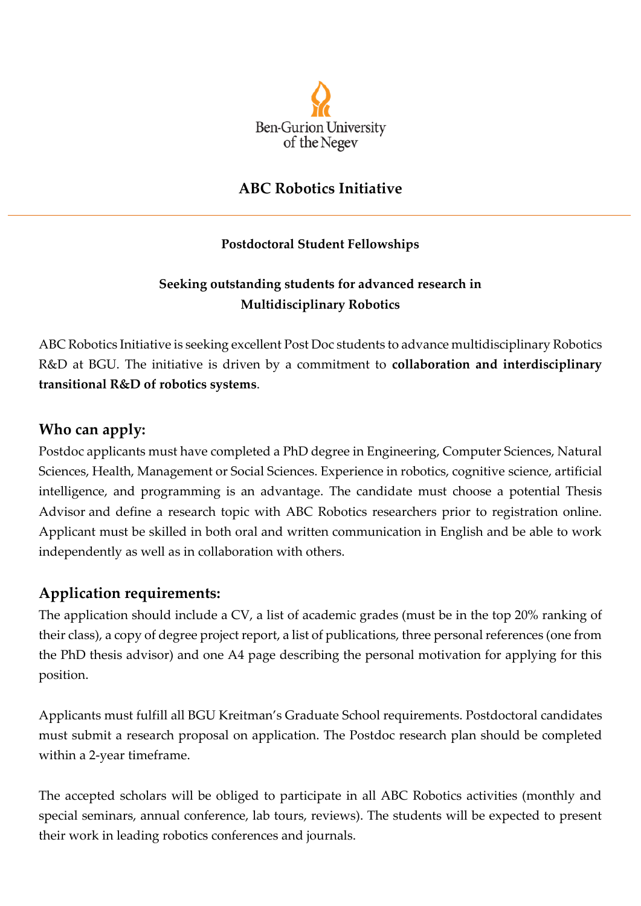Ben-Gurion University of the Negev

# ABC Robotics Initiative

**Postdoctoral Student Fellowships**

**Seeking outstanding students for advanced research in Multidisciplinary Robotics**

ABC Robotics Initiative is seeking excellent Post Doc students to advance multidisciplinary Robotics R&D at BGU. The initiative is driven by a commitment to **collaboration and interdisciplinary transitional R&D of robotics systems**.

## Who can apply:

Postdoc applicants must have completed a PhD degree in Engineering, Computer Sciences, Natural Sciences, Health, Management or Social Sciences. Experience in robotics, cognitive science, artificial intelligence, and programming is an advantage. The candidate must choose a potential Thesis Advisor and define a research topic with ABC Robotics researchers prior to registration online. Applicant must be skilled in both oral and written communication in English and be able to work independently as well as in collaboration with others.

## Application requirements:

The application should include a CV, a list of academic grades (must be in the top 20% ranking of their class), a copy of degree project report, a list of publications, three personal references (one from the PhD thesis advisor) and one A4 page describing the personal motivation for applying for this position.

Applicants must fulfill all BGU Kreitman's Graduate School requirements. Postdoctoral candidates must submit a research proposal on application. The Postdoc research plan should be completed within a 2-year timeframe.

The accepted scholars will be obliged to participate in all ABC Robotics activities (monthly and special seminars, annual conference, lab tours, reviews). The students will be expected to present their work in leading robotics conferences and journals.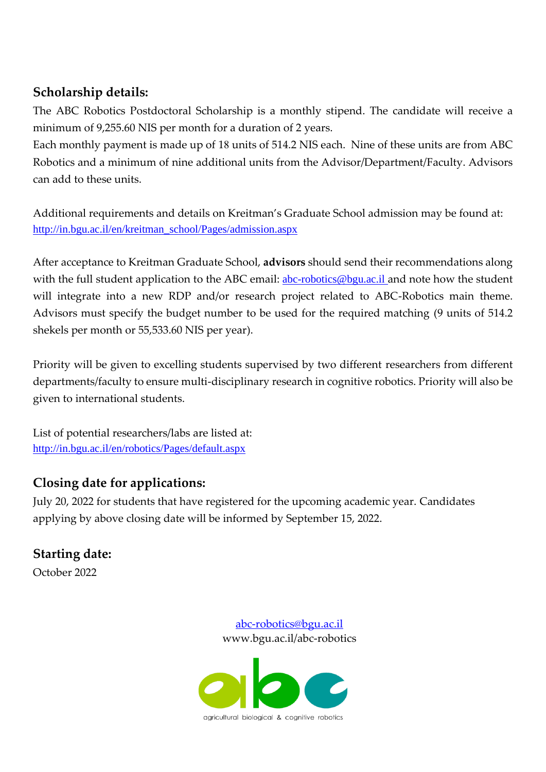## Scholarship details:

The ABC Robotics Postdoctoral Scholarship is a monthly stipend. The candidate will receive a minimum of 9,255.60 NIS per month for a duration of 2 years.
Each monthly payment is made up of 18 units of 514.2 NIS each. Nine of these units are from ABC Robotics and a minimum of nine additional units from the Advisor/Department/Faculty. Advisors can add to these units.

Additional requirements and details on Kreitman's Graduate School admission may be found at:
http://in.bgu.ac.il/en/kreitman_school/Pages/admission.aspx

After acceptance to Kreitman Graduate School, **advisors** should send their recommendations along with the full student application to the ABC email: abc-robotics@bgu.ac.il and note how the student will integrate into a new RDP and/or research project related to ABC-Robotics main theme. Advisors must specify the budget number to be used for the required matching (9 units of 514.2 shekels per month or 55,533.60 NIS per year).

Priority will be given to excelling students supervised by two different researchers from different departments/faculty to ensure multi-disciplinary research in cognitive robotics. Priority will also be given to international students.

List of potential researchers/labs are listed at:
http://in.bgu.ac.il/en/robotics/Pages/default.aspx

## Closing date for applications:

July 20, 2022 for students that have registered for the upcoming academic year. Candidates applying by above closing date will be informed by September 15, 2022.

## Starting date:

October 2022

abc-robotics@bgu.ac.il
www.bgu.ac.il/abc-robotics

abc
agricultural biological & cognitive robotics